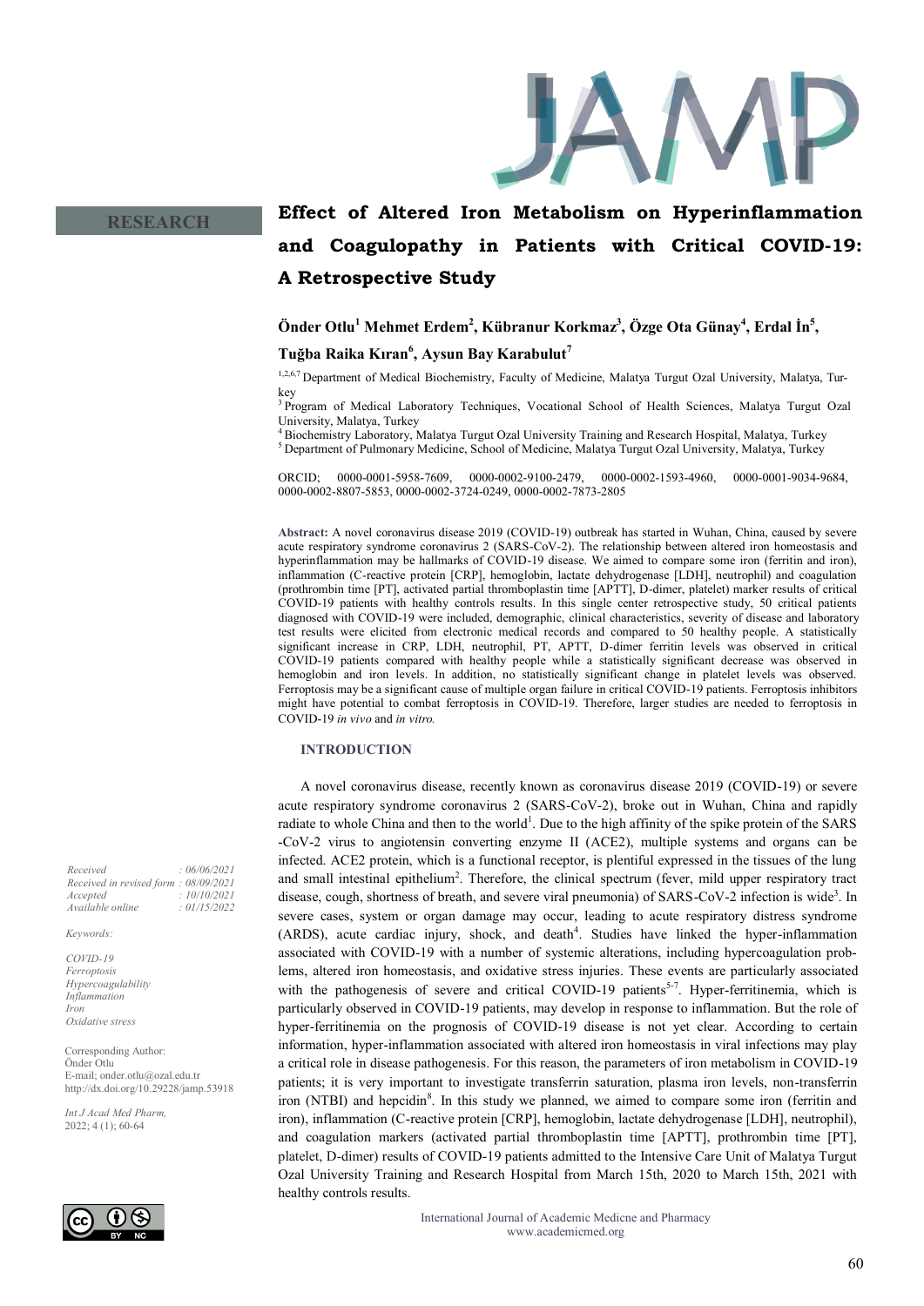RESEARCH

# Effect of Altered Iron Metabolism on Hyperinflammation and Coagulopathy in Patients with Critical COVID-19: A Retrospective Study

**Önder Otlu[1] Mehmet Erdem[2], Kübranur Korkmaz[3], Özge Ota Günay[4], Erdal İn[5], Tuğba Raika Kıran[6], Aysun Bay Karabulut[7]**

[1,2,6,7] Department of Medical Biochemistry, Faculty of Medicine, Malatya Turgut Ozal University, Malatya, Turkey
[3] Program of Medical Laboratory Techniques, Vocational School of Health Sciences, Malatya Turgut Ozal University, Malatya, Turkey
[4] Biochemistry Laboratory, Malatya Turgut Ozal University Training and Research Hospital, Malatya, Turkey
[5] Department of Pulmonary Medicine, School of Medicine, Malatya Turgut Ozal University, Malatya, Turkey

ORCID; 0000-0001-5958-7609, 0000-0002-9100-2479, 0000-0002-1593-4960, 0000-0001-9034-9684, 0000-0002-8807-5853, 0000-0002-3724-0249, 0000-0002-7873-2805

**Abstract:** A novel coronavirus disease 2019 (COVID-19) outbreak has started in Wuhan, China, caused by severe acute respiratory syndrome coronavirus 2 (SARS-CoV-2). The relationship between altered iron homeostasis and hyperinflammation may be hallmarks of COVID-19 disease. We aimed to compare some iron (ferritin and iron), inflammation (C-reactive protein [CRP], hemoglobin, lactate dehydrogenase [LDH], neutrophil) and coagulation (prothrombin time [PT], activated partial thromboplastin time [APTT], D-dimer, platelet) marker results of critical COVID-19 patients with healthy controls results. In this single center retrospective study, 50 critical patients diagnosed with COVID-19 were included, demographic, clinical characteristics, severity of disease and laboratory test results were elicited from electronic medical records and compared to 50 healthy people. A statistically significant increase in CRP, LDH, neutrophil, PT, APTT, D-dimer ferritin levels was observed in critical COVID-19 patients compared with healthy people while a statistically significant decrease was observed in hemoglobin and iron levels. In addition, no statistically significant change in platelet levels was observed. Ferroptosis may be a significant cause of multiple organ failure in critical COVID-19 patients. Ferroptosis inhibitors might have potential to combat ferroptosis in COVID-19. Therefore, larger studies are needed to ferroptosis in COVID-19 *in vivo* and *in vitro.*

*Received : 06/06/2021*
*Received in revised form : 08/09/2021*
*Accepted : 10/10/2021*
*Available online : 01/15/2022*

*Keywords:*

*COVID-19*
*Ferroptosis*
*Hypercoagulability*
*Inflammation*
*Iron*
*Oxidative stress*

Corresponding Author:
Önder Otlu
E-mail; onder.otlu@ozal.edu.tr
http://dx.doi.org/10.29228/jamp.53918

*Int J Acad Med Pharm,*
2022; 4 (1); 60-64

## INTRODUCTION

A novel coronavirus disease, recently known as coronavirus disease 2019 (COVID-19) or severe acute respiratory syndrome coronavirus 2 (SARS-CoV-2), broke out in Wuhan, China and rapidly radiate to whole China and then to the world[1]. Due to the high affinity of the spike protein of the SARS -CoV-2 virus to angiotensin converting enzyme II (ACE2), multiple systems and organs can be infected. ACE2 protein, which is a functional receptor, is plentiful expressed in the tissues of the lung and small intestinal epithelium[2]. Therefore, the clinical spectrum (fever, mild upper respiratory tract disease, cough, shortness of breath, and severe viral pneumonia) of SARS-CoV-2 infection is wide[3]. In severe cases, system or organ damage may occur, leading to acute respiratory distress syndrome (ARDS), acute cardiac injury, shock, and death[4]. Studies have linked the hyper-inflammation associated with COVID-19 with a number of systemic alterations, including hypercoagulation problems, altered iron homeostasis, and oxidative stress injuries. These events are particularly associated with the pathogenesis of severe and critical COVID-19 patients[5-7]. Hyper-ferritinemia, which is particularly observed in COVID-19 patients, may develop in response to inflammation. But the role of hyper-ferritinemia on the prognosis of COVID-19 disease is not yet clear. According to certain information, hyper-inflammation associated with altered iron homeostasis in viral infections may play a critical role in disease pathogenesis. For this reason, the parameters of iron metabolism in COVID-19 patients; it is very important to investigate transferrin saturation, plasma iron levels, non-transferrin iron (NTBI) and hepcidin[8]. In this study we planned, we aimed to compare some iron (ferritin and iron), inflammation (C-reactive protein [CRP], hemoglobin, lactate dehydrogenase [LDH], neutrophil), and coagulation markers (activated partial thromboplastin time [APTT], prothrombin time [PT], platelet, D-dimer) results of COVID-19 patients admitted to the Intensive Care Unit of Malatya Turgut Ozal University Training and Research Hospital from March 15th, 2020 to March 15th, 2021 with healthy controls results.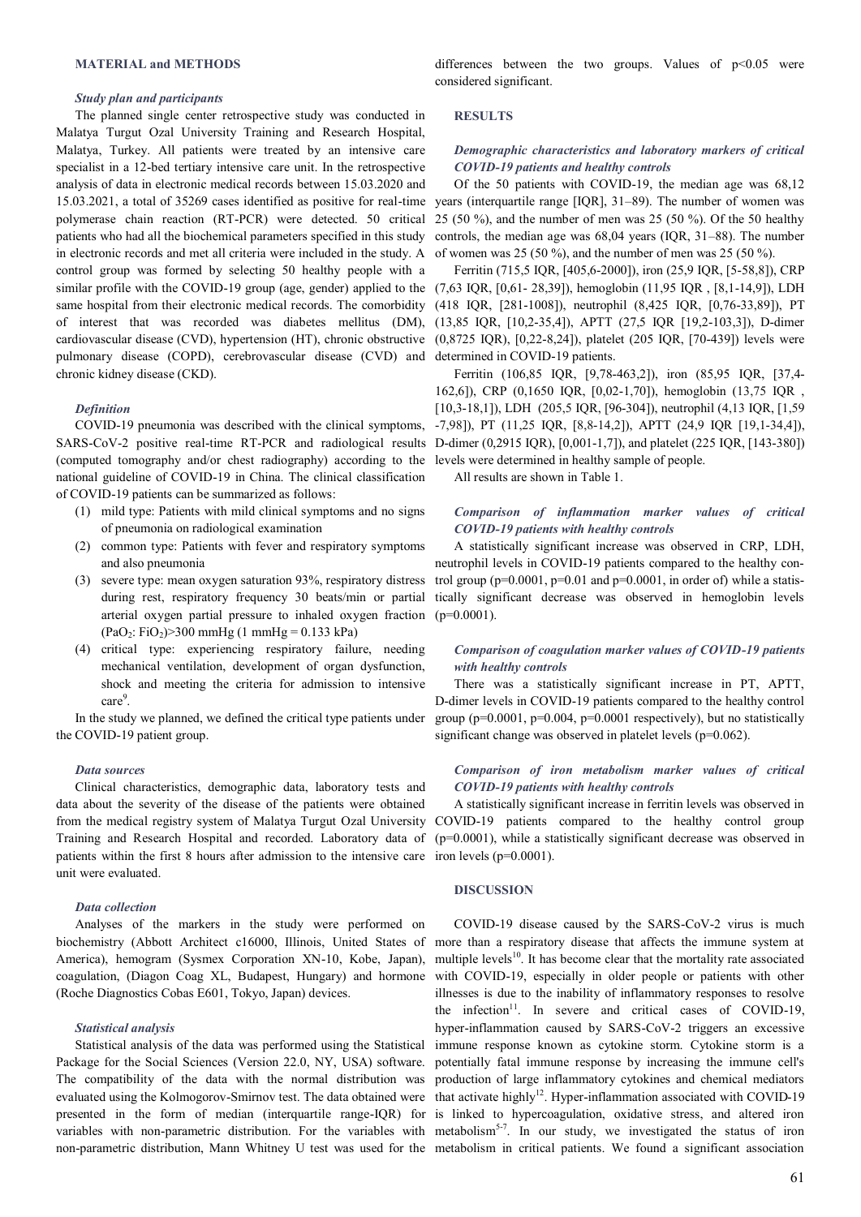## MATERIAL and METHODS

### *Study plan and participants*

The planned single center retrospective study was conducted in Malatya Turgut Ozal University Training and Research Hospital, Malatya, Turkey. All patients were treated by an intensive care specialist in a 12-bed tertiary intensive care unit. In the retrospective analysis of data in electronic medical records between 15.03.2020 and 15.03.2021, a total of 35269 cases identified as positive for real-time polymerase chain reaction (RT-PCR) were detected. 50 critical patients who had all the biochemical parameters specified in this study in electronic records and met all criteria were included in the study. A control group was formed by selecting 50 healthy people with a similar profile with the COVID-19 group (age, gender) applied to the same hospital from their electronic medical records. The comorbidity of interest that was recorded was diabetes mellitus (DM), cardiovascular disease (CVD), hypertension (HT), chronic obstructive pulmonary disease (COPD), cerebrovascular disease (CVD) and chronic kidney disease (CKD).

### *Definition*

COVID-19 pneumonia was described with the clinical symptoms, SARS-CoV-2 positive real-time RT-PCR and radiological results (computed tomography and/or chest radiography) according to the national guideline of COVID-19 in China. The clinical classification of COVID-19 patients can be summarized as follows:

(1) mild type: Patients with mild clinical symptoms and no signs of pneumonia on radiological examination
(2) common type: Patients with fever and respiratory symptoms and also pneumonia
(3) severe type: mean oxygen saturation 93%, respiratory distress during rest, respiratory frequency 30 beats/min or partial arterial oxygen partial pressure to inhaled oxygen fraction ($PaO_2$: $FiO_2$)>300 mmHg (1 mmHg = 0.133 kPa)
(4) critical type: experiencing respiratory failure, needing mechanical ventilation, development of organ dysfunction, shock and meeting the criteria for admission to intensive care[9].

In the study we planned, we defined the critical type patients under the COVID-19 patient group.

### *Data sources*

Clinical characteristics, demographic data, laboratory tests and data about the severity of the disease of the patients were obtained from the medical registry system of Malatya Turgut Ozal University Training and Research Hospital and recorded. Laboratory data of patients within the first 8 hours after admission to the intensive care unit were evaluated.

### *Data collection*

Analyses of the markers in the study were performed on biochemistry (Abbott Architect c16000, Illinois, United States of America), hemogram (Sysmex Corporation XN-10, Kobe, Japan), coagulation, (Diagon Coag XL, Budapest, Hungary) and hormone (Roche Diagnostics Cobas E601, Tokyo, Japan) devices.

### *Statistical analysis*

Statistical analysis of the data was performed using the Statistical Package for the Social Sciences (Version 22.0, NY, USA) software. The compatibility of the data with the normal distribution was evaluated using the Kolmogorov-Smirnov test. The data obtained were presented in the form of median (interquartile range-IQR) for variables with non-parametric distribution. For the variables with non-parametric distribution, Mann Whitney U test was used for the differences between the two groups. Values of $p<0.05$ were considered significant.

## RESULTS

### *Demographic characteristics and laboratory markers of critical COVID-19 patients and healthy controls*

Of the 50 patients with COVID-19, the median age was 68,12 years (interquartile range [IQR], 31–89). The number of women was 25 (50 %), and the number of men was 25 (50 %). Of the 50 healthy controls, the median age was 68,04 years (IQR, 31–88). The number of women was 25 (50 %), and the number of men was 25 (50 %).

Ferritin (715,5 IQR, [405,6-2000]), iron (25,9 IQR, [5-58,8]), CRP (7,63 IQR, [0,61- 28,39]), hemoglobin (11,95 IQR , [8,1-14,9]), LDH (418 IQR, [281-1008]), neutrophil (8,425 IQR, [0,76-33,89]), PT (13,85 IQR, [10,2-35,4]), APTT (27,5 IQR [19,2-103,3]), D-dimer (0,8725 IQR), [0,22-8,24]), platelet (205 IQR, [70-439]) levels were determined in COVID-19 patients.

Ferritin (106,85 IQR, [9,78-463,2]), iron (85,95 IQR, [37,4-162,6]), CRP (0,1650 IQR, [0,02-1,70]), hemoglobin (13,75 IQR , [10,3-18,1]), LDH (205,5 IQR, [96-304]), neutrophil (4,13 IQR, [1,59 -7,98]), PT (11,25 IQR, [8,8-14,2]), APTT (24,9 IQR [19,1-34,4]), D-dimer (0,2915 IQR), [0,001-1,7]), and platelet (225 IQR, [143-380]) levels were determined in healthy sample of people.

All results are shown in Table 1.

### *Comparison of inflammation marker values of critical COVID-19 patients with healthy controls*

A statistically significant increase was observed in CRP, LDH, neutrophil levels in COVID-19 patients compared to the healthy control group (p=0.0001, p=0.01 and p=0.0001, in order of) while a statistically significant decrease was observed in hemoglobin levels (p=0.0001).

### *Comparison of coagulation marker values of COVID-19 patients with healthy controls*

There was a statistically significant increase in PT, APTT, D-dimer levels in COVID-19 patients compared to the healthy control group (p=0.0001, p=0.004, p=0.0001 respectively), but no statistically significant change was observed in platelet levels (p=0.062).

### *Comparison of iron metabolism marker values of critical COVID-19 patients with healthy controls*

A statistically significant increase in ferritin levels was observed in COVID-19 patients compared to the healthy control group (p=0.0001), while a statistically significant decrease was observed in iron levels (p=0.0001).

## DISCUSSION

COVID-19 disease caused by the SARS-CoV-2 virus is much more than a respiratory disease that affects the immune system at multiple levels[10]. It has become clear that the mortality rate associated with COVID-19, especially in older people or patients with other illnesses is due to the inability of inflammatory responses to resolve the infection[11]. In severe and critical cases of COVID-19, hyper-inflammation caused by SARS-CoV-2 triggers an excessive immune response known as cytokine storm. Cytokine storm is a potentially fatal immune response by increasing the immune cell's production of large inflammatory cytokines and chemical mediators that activate highly[12]. Hyper-inflammation associated with COVID-19 is linked to hypercoagulation, oxidative stress, and altered iron metabolism[5-7]. In our study, we investigated the status of iron metabolism in critical patients. We found a significant association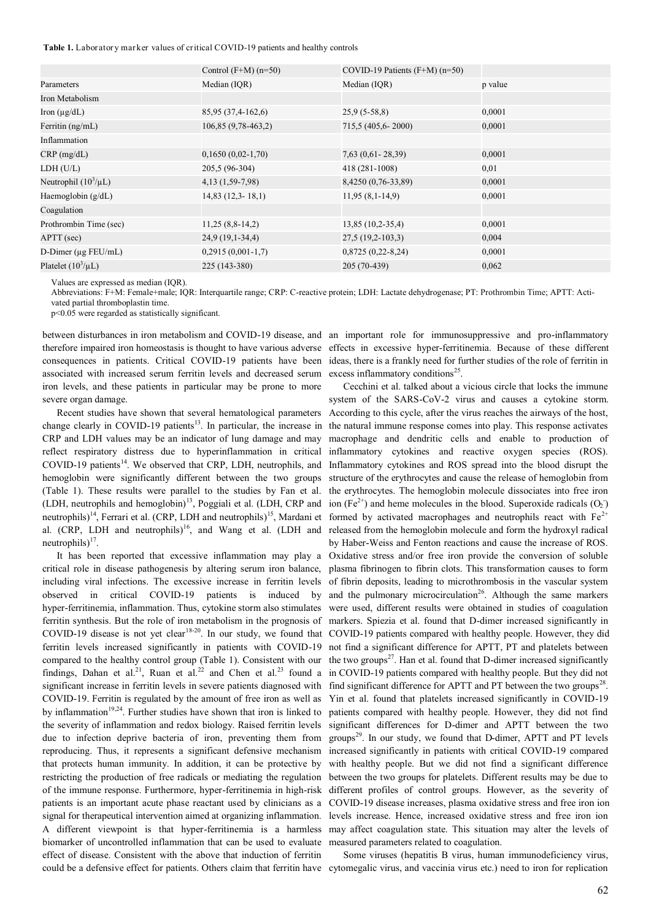**Table 1.** Laboratory marker values of critical COVID-19 patients and healthy controls

| | Control (F+M) (n=50) | COVID-19 Patients (F+M) (n=50) | |
|---|---|---|---|
| Parameters | Median (IQR) | Median (IQR) | p value |
| Iron Metabolism | | | |
| Iron (μg/dL) | 85,95 (37,4-162,6) | 25,9 (5-58,8) | 0,0001 |
| Ferritin (ng/mL) | 106,85 (9,78-463,2) | 715,5 (405,6- 2000) | 0,0001 |
| Inflammation | | | |
| CRP (mg/dL) | 0,1650 (0,02-1,70) | 7,63 (0,61- 28,39) | 0,0001 |
| LDH (U/L) | 205,5 (96-304) | 418 (281-1008) | 0,01 |
| Neutrophil ($10^3$/μL) | 4,13 (1,59-7,98) | 8,4250 (0,76-33,89) | 0,0001 |
| Haemoglobin (g/dL) | 14,83 (12,3- 18,1) | 11,95 (8,1-14,9) | 0,0001 |
| Coagulation | | | |
| Prothrombin Time (sec) | 11,25 (8,8-14,2) | 13,85 (10,2-35,4) | 0,0001 |
| APTT (sec) | 24,9 (19,1-34,4) | 27,5 (19,2-103,3) | 0,004 |
| D-Dimer (μg FEU/mL) | 0,2915 (0,001-1,7) | 0,8725 (0,22-8,24) | 0,0001 |
| Platelet ($10^3$/μL) | 225 (143-380) | 205 (70-439) | 0,062 |

Values are expressed as median (IQR).

Abbreviations: F+M: Female+male; IQR: Interquartile range; CRP: C-reactive protein; LDH: Lactate dehydrogenase; PT: Prothrombin Time; APTT: Activated partial thromboplastin time.

p<0.05 were regarded as statistically significant.

between disturbances in iron metabolism and COVID-19 disease, and therefore impaired iron homeostasis is thought to have various adverse consequences in patients. Critical COVID-19 patients have been associated with increased serum ferritin levels and decreased serum iron levels, and these patients in particular may be prone to more severe organ damage.

Recent studies have shown that several hematological parameters change clearly in COVID-19 patients[13]. In particular, the increase in CRP and LDH values may be an indicator of lung damage and may reflect respiratory distress due to hyperinflammation in critical COVID-19 patients[14]. We observed that CRP, LDH, neutrophils, and hemoglobin were significantly different between the two groups (Table 1). These results were parallel to the studies by Fan et al. (LDH, neutrophils and hemoglobin)[13], Poggiali et al. (LDH, CRP and neutrophils)[14], Ferrari et al. (CRP, LDH and neutrophils)[15], Mardani et al. (CRP, LDH and neutrophils)[16], and Wang et al. (LDH and neutrophils)[17].

It has been reported that excessive inflammation may play a critical role in disease pathogenesis by altering serum iron balance, including viral infections. The excessive increase in ferritin levels observed in critical COVID-19 patients is induced by hyper-ferritinemia, inflammation. Thus, cytokine storm also stimulates ferritin synthesis. But the role of iron metabolism in the prognosis of COVID-19 disease is not yet clear[18-20]. In our study, we found that ferritin levels increased significantly in patients with COVID-19 compared to the healthy control group (Table 1). Consistent with our findings, Dahan et al.[21], Ruan et al.[22] and Chen et al.[23] found a significant increase in ferritin levels in severe patients diagnosed with COVID-19. Ferritin is regulated by the amount of free iron as well as by inflammation[19,24]. Further studies have shown that iron is linked to the severity of inflammation and redox biology. Raised ferritin levels due to infection deprive bacteria of iron, preventing them from reproducing. Thus, it represents a significant defensive mechanism that protects human immunity. In addition, it can be protective by restricting the production of free radicals or mediating the regulation of the immune response. Furthermore, hyper-ferritinemia in high-risk patients is an important acute phase reactant used by clinicians as a signal for therapeutical intervention aimed at organizing inflammation. A different viewpoint is that hyper-ferritinemia is a harmless biomarker of uncontrolled inflammation that can be used to evaluate effect of disease. Consistent with the above that induction of ferritin could be a defensive effect for patients. Others claim that ferritin have an important role for immunosuppressive and pro-inflammatory effects in excessive hyper-ferritinemia. Because of these different ideas, there is a frankly need for further studies of the role of ferritin in excess inflammatory conditions[25].

Cecchini et al. talked about a vicious circle that locks the immune system of the SARS-CoV-2 virus and causes a cytokine storm. According to this cycle, after the virus reaches the airways of the host, the natural immune response comes into play. This response activates macrophage and dendritic cells and enable to production of inflammatory cytokines and reactive oxygen species (ROS). Inflammatory cytokines and ROS spread into the blood disrupt the structure of the erythrocytes and cause the release of hemoglobin from the erythrocytes. The hemoglobin molecule dissociates into free iron ion ($Fe^{2+}$) and heme molecules in the blood. Superoxide radicals ($O_2^-$) formed by activated macrophages and neutrophils react with $Fe^{2+}$ released from the hemoglobin molecule and form the hydroxyl radical by Haber-Weiss and Fenton reactions and cause the increase of ROS. Oxidative stress and/or free iron provide the conversion of soluble plasma fibrinogen to fibrin clots. This transformation causes to form of fibrin deposits, leading to microthrombosis in the vascular system and the pulmonary microcirculation[26]. Although the same markers were used, different results were obtained in studies of coagulation markers. Spiezia et al. found that D-dimer increased significantly in COVID-19 patients compared with healthy people. However, they did not find a significant difference for APTT, PT and platelets between the two groups[27]. Han et al. found that D-dimer increased significantly in COVID-19 patients compared with healthy people. But they did not find significant difference for APTT and PT between the two groups[28]. Yin et al. found that platelets increased significantly in COVID-19 patients compared with healthy people. However, they did not find significant differences for D-dimer and APTT between the two groups[29]. In our study, we found that D-dimer, APTT and PT levels increased significantly in patients with critical COVID-19 compared with healthy people. But we did not find a significant difference between the two groups for platelets. Different results may be due to different profiles of control groups. However, as the severity of COVID-19 disease increases, plasma oxidative stress and free iron ion levels increase. Hence, increased oxidative stress and free iron ion may affect coagulation state. This situation may alter the levels of measured parameters related to coagulation.

Some viruses (hepatitis B virus, human immunodeficiency virus, cytomegalic virus, and vaccinia virus etc.) need to iron for replication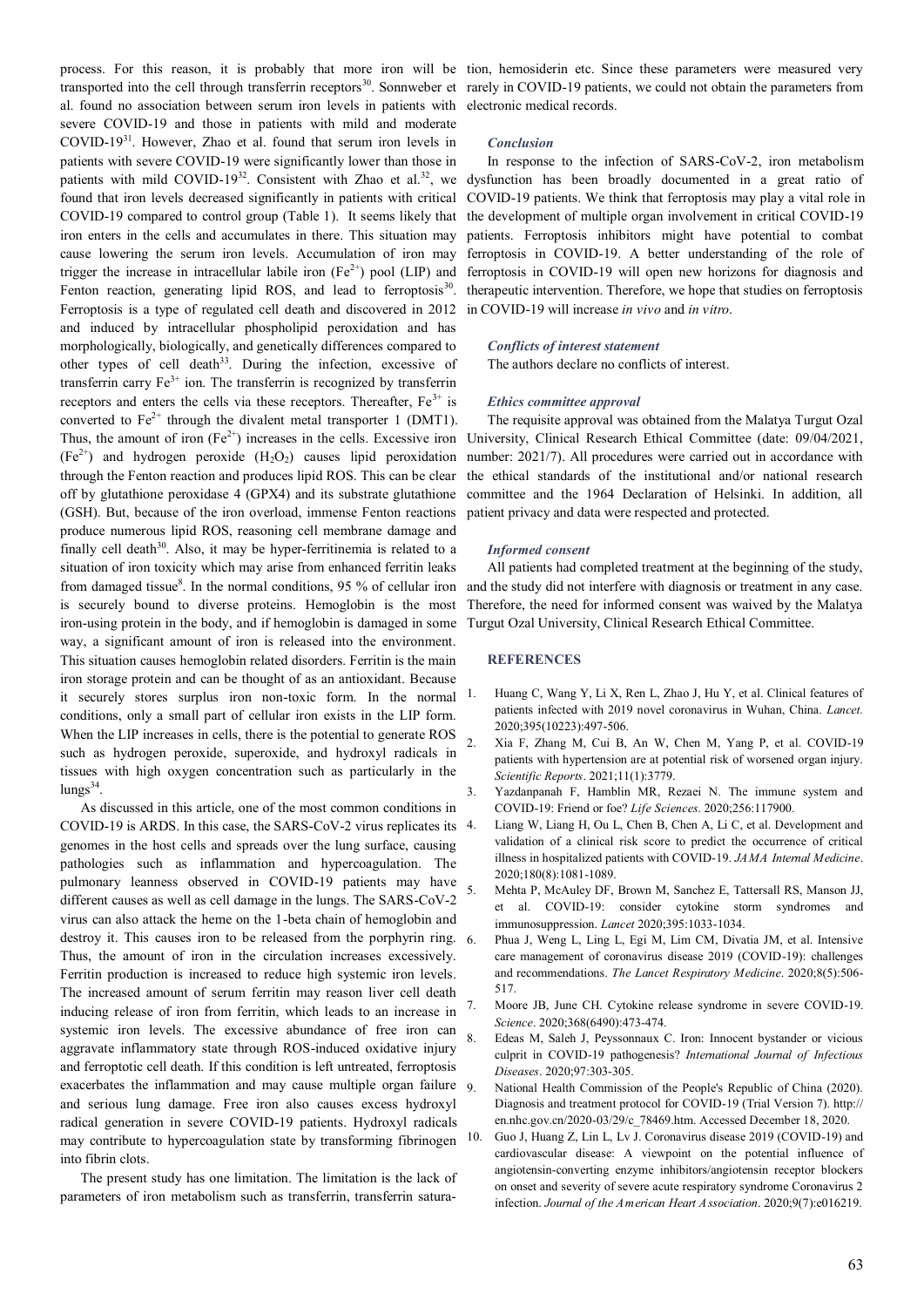process. For this reason, it is probably that more iron will be transported into the cell through transferrin receptors[30]. Sonnweber et al. found no association between serum iron levels in patients with severe COVID-19 and those in patients with mild and moderate COVID-19[31]. However, Zhao et al. found that serum iron levels in patients with severe COVID-19 were significantly lower than those in patients with mild COVID-19[32]. Consistent with Zhao et al.[32], we found that iron levels decreased significantly in patients with critical COVID-19 compared to control group (Table 1). It seems likely that iron enters in the cells and accumulates in there. This situation may cause lowering the serum iron levels. Accumulation of iron may trigger the increase in intracellular labile iron ($Fe^{2+}$) pool (LIP) and Fenton reaction, generating lipid ROS, and lead to ferroptosis[30]. Ferroptosis is a type of regulated cell death and discovered in 2012 and induced by intracellular phospholipid peroxidation and has morphologically, biologically, and genetically differences compared to other types of cell death[33]. During the infection, excessive of transferrin carry $Fe^{3+}$ ion. The transferrin is recognized by transferrin receptors and enters the cells via these receptors. Thereafter, $Fe^{3+}$ is converted to $Fe^{2+}$ through the divalent metal transporter 1 (DMT1). Thus, the amount of iron ($Fe^{2+}$) increases in the cells. Excessive iron ($Fe^{2+}$) and hydrogen peroxide ($H_2O_2$) causes lipid peroxidation through the Fenton reaction and produces lipid ROS. This can be clear off by glutathione peroxidase 4 (GPX4) and its substrate glutathione (GSH). But, because of the iron overload, immense Fenton reactions produce numerous lipid ROS, reasoning cell membrane damage and finally cell death[30]. Also, it may be hyper-ferritinemia is related to a situation of iron toxicity which may arise from enhanced ferritin leaks from damaged tissue[8]. In the normal conditions, 95 % of cellular iron is securely bound to diverse proteins. Hemoglobin is the most iron-using protein in the body, and if hemoglobin is damaged in some way, a significant amount of iron is released into the environment. This situation causes hemoglobin related disorders. Ferritin is the main iron storage protein and can be thought of as an antioxidant. Because it securely stores surplus iron non-toxic form. In the normal conditions, only a small part of cellular iron exists in the LIP form. When the LIP increases in cells, there is the potential to generate ROS such as hydrogen peroxide, superoxide, and hydroxyl radicals in tissues with high oxygen concentration such as particularly in the lungs[34].

As discussed in this article, one of the most common conditions in COVID-19 is ARDS. In this case, the SARS-CoV-2 virus replicates its genomes in the host cells and spreads over the lung surface, causing pathologies such as inflammation and hypercoagulation. The pulmonary leanness observed in COVID-19 patients may have different causes as well as cell damage in the lungs. The SARS-CoV-2 virus can also attack the heme on the 1-beta chain of hemoglobin and destroy it. This causes iron to be released from the porphyrin ring. Thus, the amount of iron in the circulation increases excessively. Ferritin production is increased to reduce high systemic iron levels. The increased amount of serum ferritin may reason liver cell death inducing release of iron from ferritin, which leads to an increase in systemic iron levels. The excessive abundance of free iron can aggravate inflammatory state through ROS-induced oxidative injury and ferroptotic cell death. If this condition is left untreated, ferroptosis exacerbates the inflammation and may cause multiple organ failure and serious lung damage. Free iron also causes excess hydroxyl radical generation in severe COVID-19 patients. Hydroxyl radicals may contribute to hypercoagulation state by transforming fibrinogen into fibrin clots.

The present study has one limitation. The limitation is the lack of parameters of iron metabolism such as transferrin, transferrin saturation, hemosiderin etc. Since these parameters were measured very rarely in COVID-19 patients, we could not obtain the parameters from electronic medical records.

### *Conclusion*

In response to the infection of SARS-CoV-2, iron metabolism dysfunction has been broadly documented in a great ratio of COVID-19 patients. We think that ferroptosis may play a vital role in the development of multiple organ involvement in critical COVID-19 patients. Ferroptosis inhibitors might have potential to combat ferroptosis in COVID-19. A better understanding of the role of ferroptosis in COVID-19 will open new horizons for diagnosis and therapeutic intervention. Therefore, we hope that studies on ferroptosis in COVID-19 will increase *in vivo* and *in vitro*.

### *Conflicts of interest statement*

The authors declare no conflicts of interest.

### *Ethics committee approval*

The requisite approval was obtained from the Malatya Turgut Ozal University, Clinical Research Ethical Committee (date: 09/04/2021, number: 2021/7). All procedures were carried out in accordance with the ethical standards of the institutional and/or national research committee and the 1964 Declaration of Helsinki. In addition, all patient privacy and data were respected and protected.

### *Informed consent*

All patients had completed treatment at the beginning of the study, and the study did not interfere with diagnosis or treatment in any case. Therefore, the need for informed consent was waived by the Malatya Turgut Ozal University, Clinical Research Ethical Committee.

## REFERENCES

1. Huang C, Wang Y, Li X, Ren L, Zhao J, Hu Y, et al. Clinical features of patients infected with 2019 novel coronavirus in Wuhan, China. *Lancet*. 2020;395(10223):497-506.
2. Xia F, Zhang M, Cui B, An W, Chen M, Yang P, et al. COVID-19 patients with hypertension are at potential risk of worsened organ injury. *Scientific Reports*. 2021;11(1):3779.
3. Yazdanpanah F, Hamblin MR, Rezaei N. The immune system and COVID-19: Friend or foe? *Life Sciences*. 2020;256:117900.
4. Liang W, Liang H, Ou L, Chen B, Chen A, Li C, et al. Development and validation of a clinical risk score to predict the occurrence of critical illness in hospitalized patients with COVID-19. *JAMA Internal Medicine*. 2020;180(8):1081-1089.
5. Mehta P, McAuley DF, Brown M, Sanchez E, Tattersall RS, Manson JJ, et al. COVID-19: consider cytokine storm syndromes and immunosuppression. *Lancet* 2020;395:1033-1034.
6. Phua J, Weng L, Ling L, Egi M, Lim CM, Divatia JM, et al. Intensive care management of coronavirus disease 2019 (COVID-19): challenges and recommendations. *The Lancet Respiratory Medicine*. 2020;8(5):506-517.
7. Moore JB, June CH. Cytokine release syndrome in severe COVID-19. *Science*. 2020;368(6490):473-474.
8. Edeas M, Saleh J, Peyssonnaux C. Iron: Innocent bystander or vicious culprit in COVID-19 pathogenesis? *International Journal of Infectious Diseases*. 2020;97:303-305.
9. National Health Commission of the People's Republic of China (2020). Diagnosis and treatment protocol for COVID-19 (Trial Version 7). http://en.nhc.gov.cn/2020-03/29/c_78469.htm. Accessed December 18, 2020.
10. Guo J, Huang Z, Lin L, Lv J. Coronavirus disease 2019 (COVID-19) and cardiovascular disease: A viewpoint on the potential influence of angiotensin-converting enzyme inhibitors/angiotensin receptor blockers on onset and severity of severe acute respiratory syndrome Coronavirus 2 infection. *Journal of the American Heart Association*. 2020;9(7):e016219.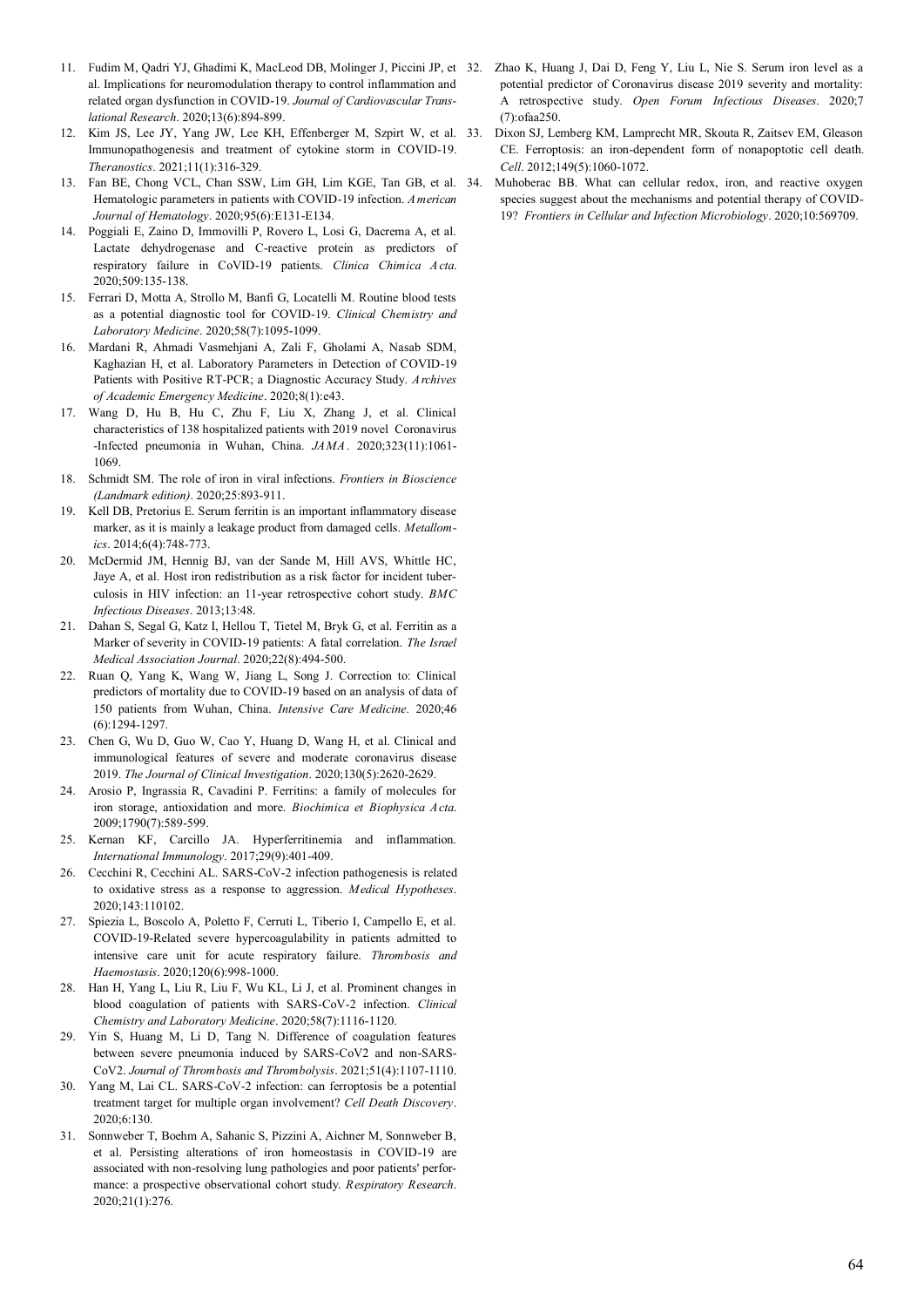11. Fudim M, Qadri YJ, Ghadimi K, MacLeod DB, Molinger J, Piccini JP, et al. Implications for neuromodulation therapy to control inflammation and related organ dysfunction in COVID-19. *Journal of Cardiovascular Translational Research*. 2020;13(6):894-899.
12. Kim JS, Lee JY, Yang JW, Lee KH, Effenberger M, Szpirt W, et al. Immunopathogenesis and treatment of cytokine storm in COVID-19. *Theranostics*. 2021;11(1):316-329.
13. Fan BE, Chong VCL, Chan SSW, Lim GH, Lim KGE, Tan GB, et al. Hematologic parameters in patients with COVID-19 infection. *American Journal of Hematology*. 2020;95(6):E131-E134.
14. Poggiali E, Zaino D, Immovilli P, Rovero L, Losi G, Dacrema A, et al. Lactate dehydrogenase and C-reactive protein as predictors of respiratory failure in CoVID-19 patients. *Clinica Chimica Acta*. 2020;509:135-138.
15. Ferrari D, Motta A, Strollo M, Banfi G, Locatelli M. Routine blood tests as a potential diagnostic tool for COVID-19. *Clinical Chemistry and Laboratory Medicine*. 2020;58(7):1095-1099.
16. Mardani R, Ahmadi Vasmehjani A, Zali F, Gholami A, Nasab SDM, Kaghazian H, et al. Laboratory Parameters in Detection of COVID-19 Patients with Positive RT-PCR; a Diagnostic Accuracy Study. *Archives of Academic Emergency Medicine*. 2020;8(1):e43.
17. Wang D, Hu B, Hu C, Zhu F, Liu X, Zhang J, et al. Clinical characteristics of 138 hospitalized patients with 2019 novel Coronavirus -Infected pneumonia in Wuhan, China. *JAMA*. 2020;323(11):1061-1069.
18. Schmidt SM. The role of iron in viral infections. *Frontiers in Bioscience (Landmark edition)*. 2020;25:893-911.
19. Kell DB, Pretorius E. Serum ferritin is an important inflammatory disease marker, as it is mainly a leakage product from damaged cells. *Metallomics*. 2014;6(4):748-773.
20. McDermid JM, Hennig BJ, van der Sande M, Hill AVS, Whittle HC, Jaye A, et al. Host iron redistribution as a risk factor for incident tuberculosis in HIV infection: an 11-year retrospective cohort study. *BMC Infectious Diseases*. 2013;13:48.
21. Dahan S, Segal G, Katz I, Hellou T, Tietel M, Bryk G, et al. Ferritin as a Marker of severity in COVID-19 patients: A fatal correlation. *The Israel Medical Association Journal*. 2020;22(8):494-500.
22. Ruan Q, Yang K, Wang W, Jiang L, Song J. Correction to: Clinical predictors of mortality due to COVID-19 based on an analysis of data of 150 patients from Wuhan, China. *Intensive Care Medicine*. 2020;46 (6):1294-1297.
23. Chen G, Wu D, Guo W, Cao Y, Huang D, Wang H, et al. Clinical and immunological features of severe and moderate coronavirus disease 2019. *The Journal of Clinical Investigation*. 2020;130(5):2620-2629.
24. Arosio P, Ingrassia R, Cavadini P. Ferritins: a family of molecules for iron storage, antioxidation and more. *Biochimica et Biophysica Acta*. 2009;1790(7):589-599.
25. Kernan KF, Carcillo JA. Hyperferritinemia and inflammation. *International Immunology*. 2017;29(9):401-409.
26. Cecchini R, Cecchini AL. SARS-CoV-2 infection pathogenesis is related to oxidative stress as a response to aggression. *Medical Hypotheses*. 2020;143:110102.
27. Spiezia L, Boscolo A, Poletto F, Cerruti L, Tiberio I, Campello E, et al. COVID-19-Related severe hypercoagulability in patients admitted to intensive care unit for acute respiratory failure. *Thrombosis and Haemostasis*. 2020;120(6):998-1000.
28. Han H, Yang L, Liu R, Liu F, Wu KL, Li J, et al. Prominent changes in blood coagulation of patients with SARS-CoV-2 infection. *Clinical Chemistry and Laboratory Medicine*. 2020;58(7):1116-1120.
29. Yin S, Huang M, Li D, Tang N. Difference of coagulation features between severe pneumonia induced by SARS-CoV2 and non-SARS-CoV2. *Journal of Thrombosis and Thrombolysis*. 2021;51(4):1107-1110.
30. Yang M, Lai CL. SARS-CoV-2 infection: can ferroptosis be a potential treatment target for multiple organ involvement? *Cell Death Discovery*. 2020;6:130.
31. Sonnweber T, Boehm A, Sahanic S, Pizzini A, Aichner M, Sonnweber B, et al. Persisting alterations of iron homeostasis in COVID-19 are associated with non-resolving lung pathologies and poor patients' performance: a prospective observational cohort study. *Respiratory Research*. 2020;21(1):276.
32. Zhao K, Huang J, Dai D, Feng Y, Liu L, Nie S. Serum iron level as a potential predictor of Coronavirus disease 2019 severity and mortality: A retrospective study. *Open Forum Infectious Diseases*. 2020;7 (7):ofaa250.
33. Dixon SJ, Lemberg KM, Lamprecht MR, Skouta R, Zaitsev EM, Gleason CE. Ferroptosis: an iron-dependent form of nonapoptotic cell death. *Cell*. 2012;149(5):1060-1072.
34. Muhoberac BB. What can cellular redox, iron, and reactive oxygen species suggest about the mechanisms and potential therapy of COVID-19? *Frontiers in Cellular and Infection Microbiology*. 2020;10:569709.